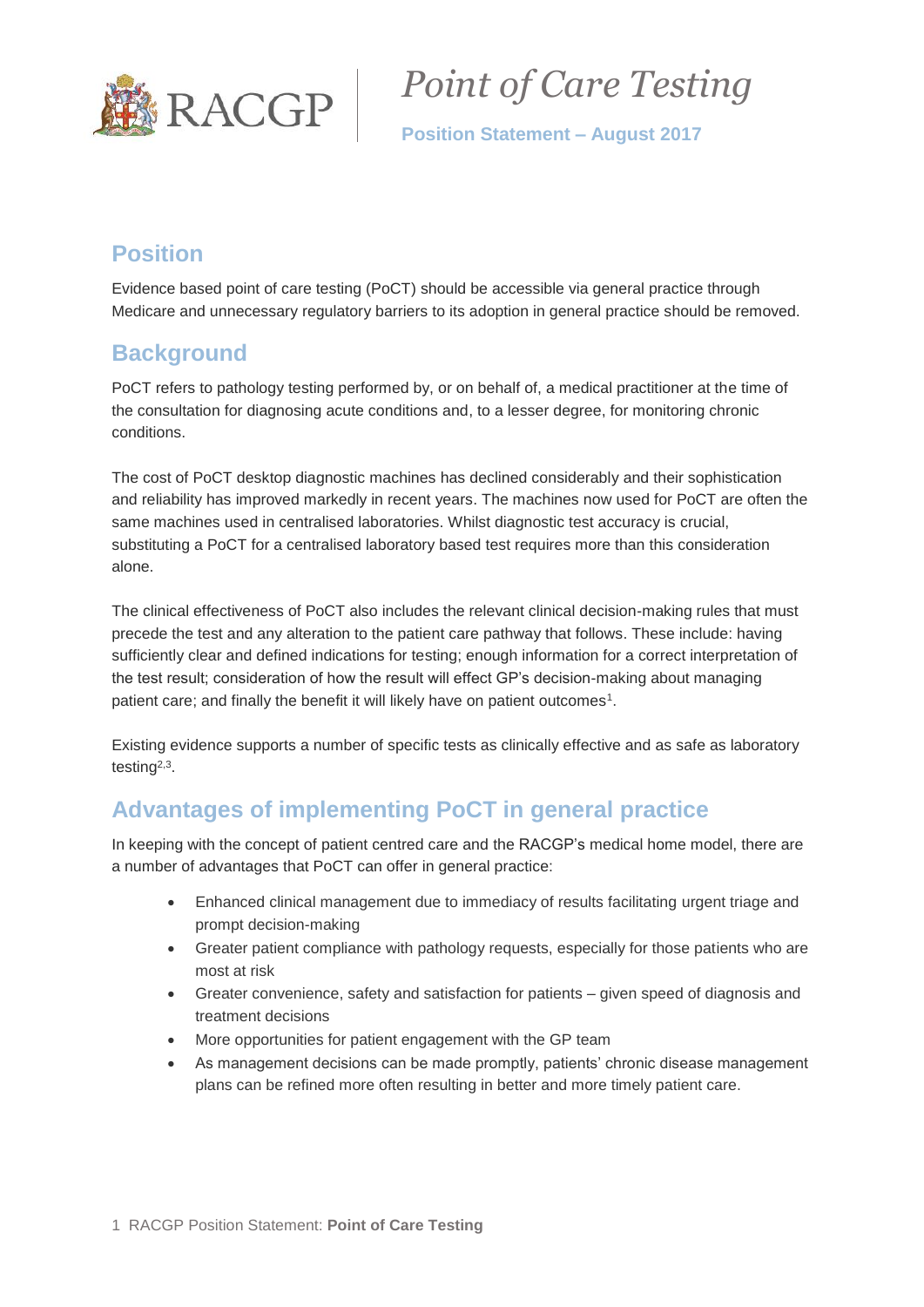# Point of Care Testing

**Position Statement – August 2017**

## Position

Evidence based point of care testing (PoCT) should be accessible via general practice through Medicare and unnecessary regulatory barriers to its adoption in general practice should be removed.

## Background

PoCT refers to pathology testing performed by, or on behalf of, a medical practitioner at the time of the consultation for diagnosing acute conditions and, to a lesser degree, for monitoring chronic conditions.

The cost of PoCT desktop diagnostic machines has declined considerably and their sophistication and reliability has improved markedly in recent years. The machines now used for PoCT are often the same machines used in centralised laboratories. Whilst diagnostic test accuracy is crucial, substituting a PoCT for a centralised laboratory based test requires more than this consideration alone.

The clinical effectiveness of PoCT also includes the relevant clinical decision-making rules that must precede the test and any alteration to the patient care pathway that follows. These include: having sufficiently clear and defined indications for testing; enough information for a correct interpretation of the test result; consideration of how the result will effect GP's decision-making about managing patient care; and finally the benefit it will likely have on patient outcomes[1].

Existing evidence supports a number of specific tests as clinically effective and as safe as laboratory testing[2,3].

## Advantages of implementing PoCT in general practice

In keeping with the concept of patient centred care and the RACGP's medical home model, there are a number of advantages that PoCT can offer in general practice:

- Enhanced clinical management due to immediacy of results facilitating urgent triage and prompt decision-making
- Greater patient compliance with pathology requests, especially for those patients who are most at risk
- Greater convenience, safety and satisfaction for patients – given speed of diagnosis and treatment decisions
- More opportunities for patient engagement with the GP team
- As management decisions can be made promptly, patients' chronic disease management plans can be refined more often resulting in better and more timely patient care.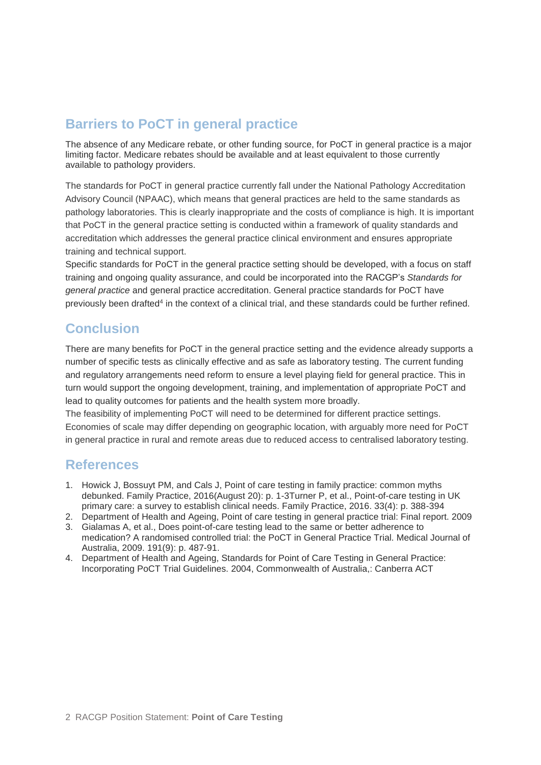## Barriers to PoCT in general practice

The absence of any Medicare rebate, or other funding source, for PoCT in general practice is a major limiting factor. Medicare rebates should be available and at least equivalent to those currently available to pathology providers.

The standards for PoCT in general practice currently fall under the National Pathology Accreditation Advisory Council (NPAAC), which means that general practices are held to the same standards as pathology laboratories. This is clearly inappropriate and the costs of compliance is high. It is important that PoCT in the general practice setting is conducted within a framework of quality standards and accreditation which addresses the general practice clinical environment and ensures appropriate training and technical support.

Specific standards for PoCT in the general practice setting should be developed, with a focus on staff training and ongoing quality assurance, and could be incorporated into the RACGP's *Standards for general practice* and general practice accreditation. General practice standards for PoCT have previously been drafted[4] in the context of a clinical trial, and these standards could be further refined.

## Conclusion

There are many benefits for PoCT in the general practice setting and the evidence already supports a number of specific tests as clinically effective and as safe as laboratory testing. The current funding and regulatory arrangements need reform to ensure a level playing field for general practice. This in turn would support the ongoing development, training, and implementation of appropriate PoCT and lead to quality outcomes for patients and the health system more broadly.

The feasibility of implementing PoCT will need to be determined for different practice settings. Economies of scale may differ depending on geographic location, with arguably more need for PoCT in general practice in rural and remote areas due to reduced access to centralised laboratory testing.

## References

1. Howick J, Bossuyt PM, and Cals J, Point of care testing in family practice: common myths debunked. Family Practice, 2016(August 20): p. 1-3Turner P, et al., Point-of-care testing in UK primary care: a survey to establish clinical needs. Family Practice, 2016. 33(4): p. 388-394
2. Department of Health and Ageing, Point of care testing in general practice trial: Final report. 2009
3. Gialamas A, et al., Does point-of-care testing lead to the same or better adherence to medication? A randomised controlled trial: the PoCT in General Practice Trial. Medical Journal of Australia, 2009. 191(9): p. 487-91.
4. Department of Health and Ageing, Standards for Point of Care Testing in General Practice: Incorporating PoCT Trial Guidelines. 2004, Commonwealth of Australia,: Canberra ACT